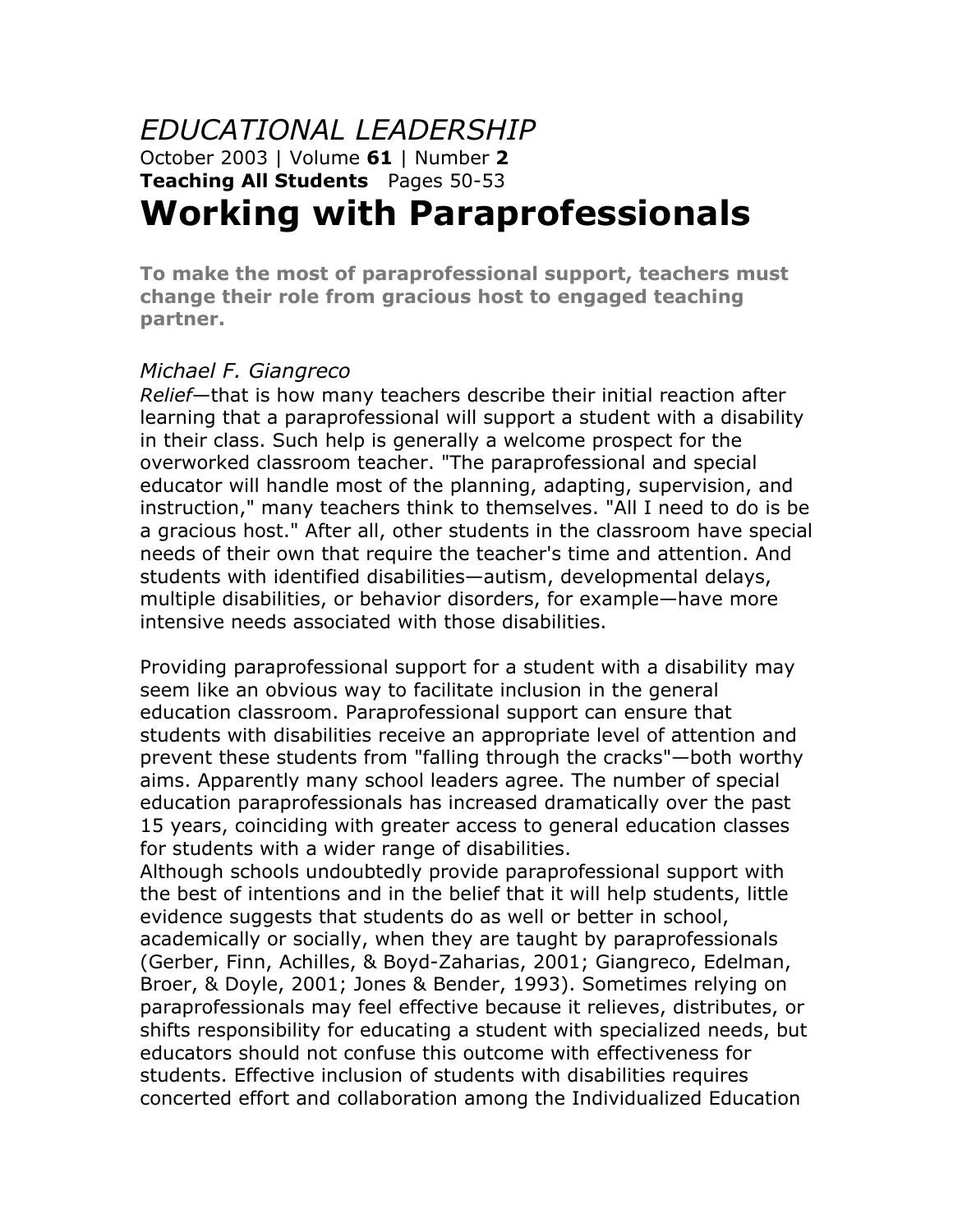*EDUCATIONAL LEADERSHIP*

October 2003 | Volume **61** | Number **2**

**Teaching All Students** Pages 50-53

# Working with Paraprofessionals

**To make the most of paraprofessional support, teachers must change their role from gracious host to engaged teaching partner.**

*Michael F. Giangreco*

*Relief*—that is how many teachers describe their initial reaction after learning that a paraprofessional will support a student with a disability in their class. Such help is generally a welcome prospect for the overworked classroom teacher. "The paraprofessional and special educator will handle most of the planning, adapting, supervision, and instruction," many teachers think to themselves. "All I need to do is be a gracious host." After all, other students in the classroom have special needs of their own that require the teacher's time and attention. And students with identified disabilities—autism, developmental delays, multiple disabilities, or behavior disorders, for example—have more intensive needs associated with those disabilities.

Providing paraprofessional support for a student with a disability may seem like an obvious way to facilitate inclusion in the general education classroom. Paraprofessional support can ensure that students with disabilities receive an appropriate level of attention and prevent these students from "falling through the cracks"—both worthy aims. Apparently many school leaders agree. The number of special education paraprofessionals has increased dramatically over the past 15 years, coinciding with greater access to general education classes for students with a wider range of disabilities.

Although schools undoubtedly provide paraprofessional support with the best of intentions and in the belief that it will help students, little evidence suggests that students do as well or better in school, academically or socially, when they are taught by paraprofessionals (Gerber, Finn, Achilles, & Boyd-Zaharias, 2001; Giangreco, Edelman, Broer, & Doyle, 2001; Jones & Bender, 1993). Sometimes relying on paraprofessionals may feel effective because it relieves, distributes, or shifts responsibility for educating a student with specialized needs, but educators should not confuse this outcome with effectiveness for students. Effective inclusion of students with disabilities requires concerted effort and collaboration among the Individualized Education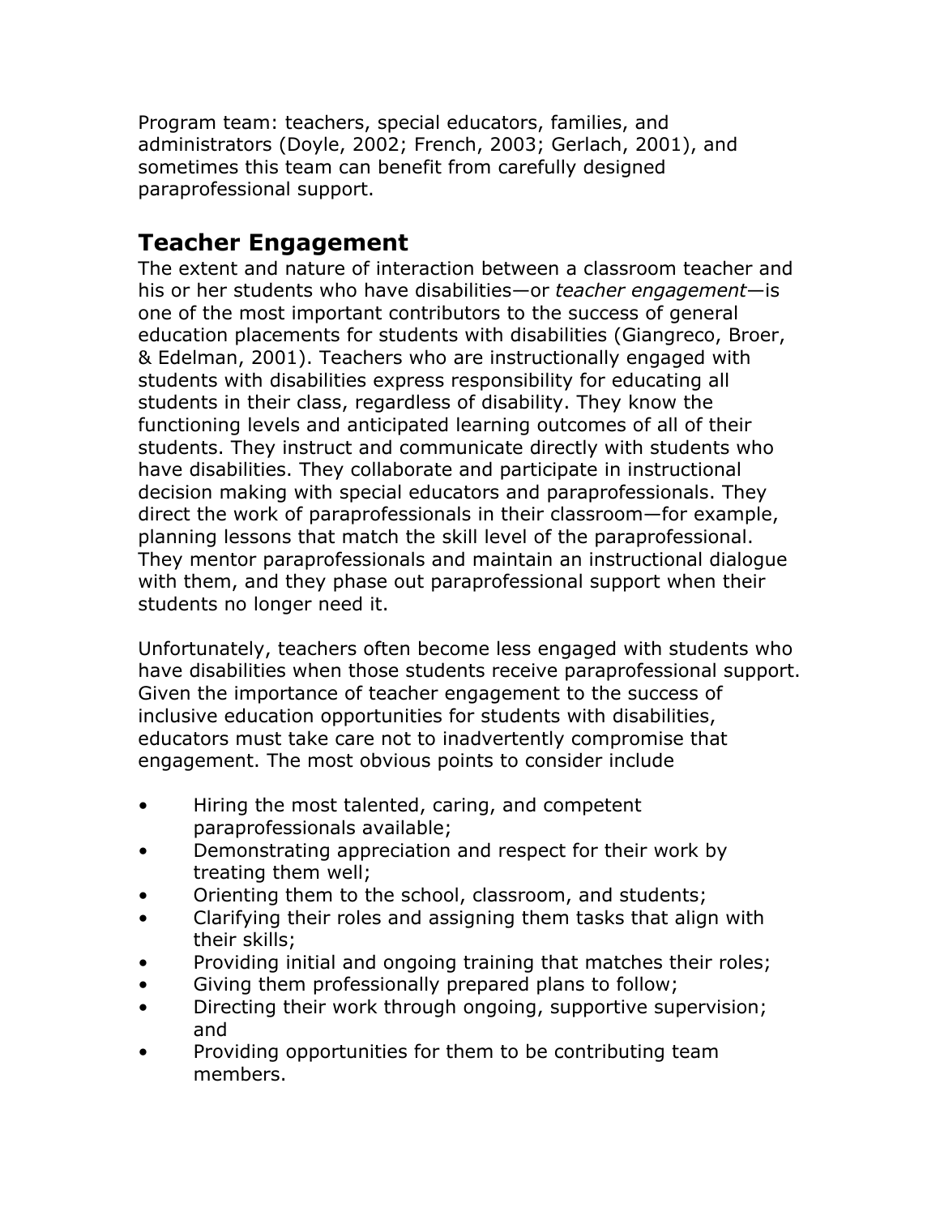Program team: teachers, special educators, families, and administrators (Doyle, 2002; French, 2003; Gerlach, 2001), and sometimes this team can benefit from carefully designed paraprofessional support.

## Teacher Engagement

The extent and nature of interaction between a classroom teacher and his or her students who have disabilities—or *teacher engagement*—is one of the most important contributors to the success of general education placements for students with disabilities (Giangreco, Broer, & Edelman, 2001). Teachers who are instructionally engaged with students with disabilities express responsibility for educating all students in their class, regardless of disability. They know the functioning levels and anticipated learning outcomes of all of their students. They instruct and communicate directly with students who have disabilities. They collaborate and participate in instructional decision making with special educators and paraprofessionals. They direct the work of paraprofessionals in their classroom—for example, planning lessons that match the skill level of the paraprofessional. They mentor paraprofessionals and maintain an instructional dialogue with them, and they phase out paraprofessional support when their students no longer need it.

Unfortunately, teachers often become less engaged with students who have disabilities when those students receive paraprofessional support. Given the importance of teacher engagement to the success of inclusive education opportunities for students with disabilities, educators must take care not to inadvertently compromise that engagement. The most obvious points to consider include

- Hiring the most talented, caring, and competent paraprofessionals available;
- Demonstrating appreciation and respect for their work by treating them well;
- Orienting them to the school, classroom, and students;
- Clarifying their roles and assigning them tasks that align with their skills;
- Providing initial and ongoing training that matches their roles;
- Giving them professionally prepared plans to follow;
- Directing their work through ongoing, supportive supervision; and
- Providing opportunities for them to be contributing team members.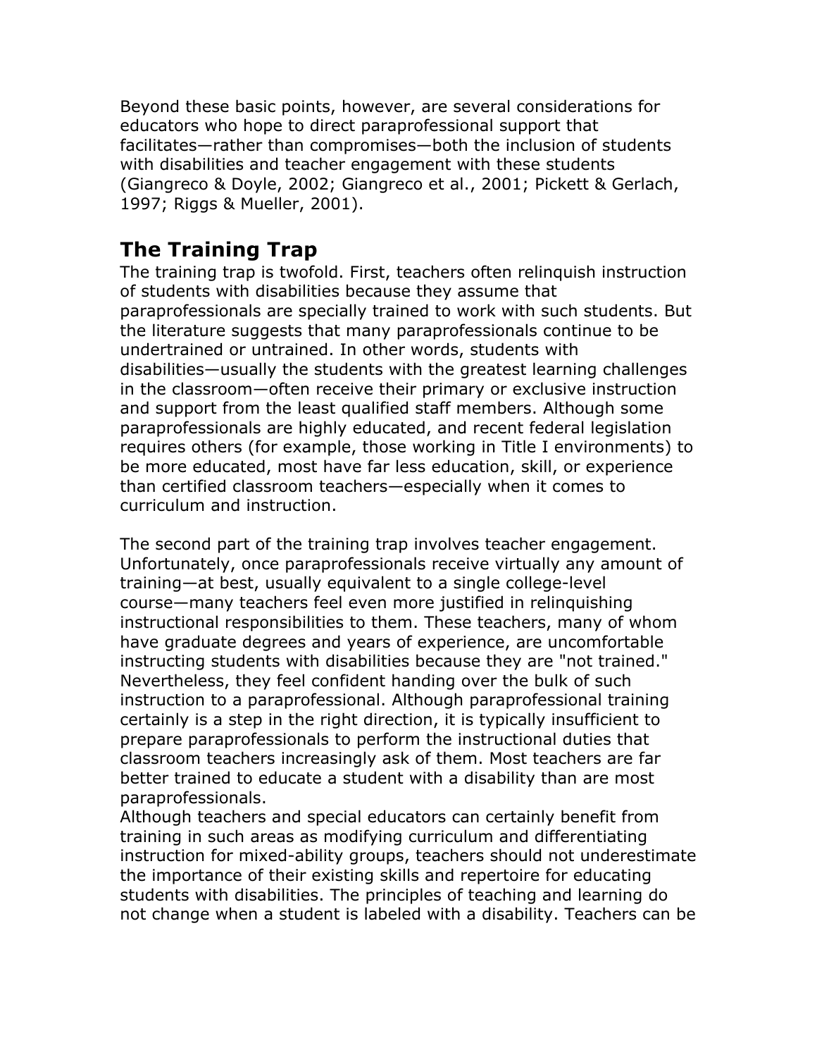Beyond these basic points, however, are several considerations for educators who hope to direct paraprofessional support that facilitates—rather than compromises—both the inclusion of students with disabilities and teacher engagement with these students (Giangreco & Doyle, 2002; Giangreco et al., 2001; Pickett & Gerlach, 1997; Riggs & Mueller, 2001).

## The Training Trap

The training trap is twofold. First, teachers often relinquish instruction of students with disabilities because they assume that paraprofessionals are specially trained to work with such students. But the literature suggests that many paraprofessionals continue to be undertrained or untrained. In other words, students with disabilities—usually the students with the greatest learning challenges in the classroom—often receive their primary or exclusive instruction and support from the least qualified staff members. Although some paraprofessionals are highly educated, and recent federal legislation requires others (for example, those working in Title I environments) to be more educated, most have far less education, skill, or experience than certified classroom teachers—especially when it comes to curriculum and instruction.

The second part of the training trap involves teacher engagement. Unfortunately, once paraprofessionals receive virtually any amount of training—at best, usually equivalent to a single college-level course—many teachers feel even more justified in relinquishing instructional responsibilities to them. These teachers, many of whom have graduate degrees and years of experience, are uncomfortable instructing students with disabilities because they are "not trained." Nevertheless, they feel confident handing over the bulk of such instruction to a paraprofessional. Although paraprofessional training certainly is a step in the right direction, it is typically insufficient to prepare paraprofessionals to perform the instructional duties that classroom teachers increasingly ask of them. Most teachers are far better trained to educate a student with a disability than are most paraprofessionals.

Although teachers and special educators can certainly benefit from training in such areas as modifying curriculum and differentiating instruction for mixed-ability groups, teachers should not underestimate the importance of their existing skills and repertoire for educating students with disabilities. The principles of teaching and learning do not change when a student is labeled with a disability. Teachers can be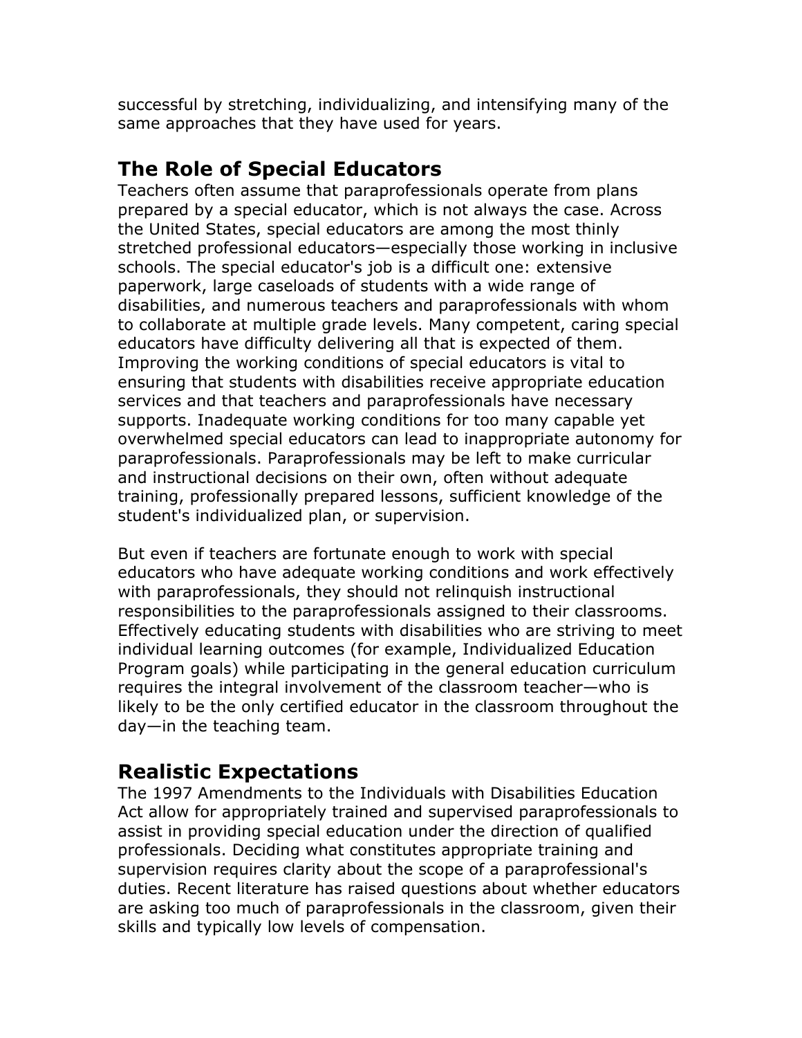successful by stretching, individualizing, and intensifying many of the same approaches that they have used for years.

## The Role of Special Educators

Teachers often assume that paraprofessionals operate from plans prepared by a special educator, which is not always the case. Across the United States, special educators are among the most thinly stretched professional educators—especially those working in inclusive schools. The special educator's job is a difficult one: extensive paperwork, large caseloads of students with a wide range of disabilities, and numerous teachers and paraprofessionals with whom to collaborate at multiple grade levels. Many competent, caring special educators have difficulty delivering all that is expected of them. Improving the working conditions of special educators is vital to ensuring that students with disabilities receive appropriate education services and that teachers and paraprofessionals have necessary supports. Inadequate working conditions for too many capable yet overwhelmed special educators can lead to inappropriate autonomy for paraprofessionals. Paraprofessionals may be left to make curricular and instructional decisions on their own, often without adequate training, professionally prepared lessons, sufficient knowledge of the student's individualized plan, or supervision.

But even if teachers are fortunate enough to work with special educators who have adequate working conditions and work effectively with paraprofessionals, they should not relinquish instructional responsibilities to the paraprofessionals assigned to their classrooms. Effectively educating students with disabilities who are striving to meet individual learning outcomes (for example, Individualized Education Program goals) while participating in the general education curriculum requires the integral involvement of the classroom teacher—who is likely to be the only certified educator in the classroom throughout the day—in the teaching team.

## Realistic Expectations

The 1997 Amendments to the Individuals with Disabilities Education Act allow for appropriately trained and supervised paraprofessionals to assist in providing special education under the direction of qualified professionals. Deciding what constitutes appropriate training and supervision requires clarity about the scope of a paraprofessional's duties. Recent literature has raised questions about whether educators are asking too much of paraprofessionals in the classroom, given their skills and typically low levels of compensation.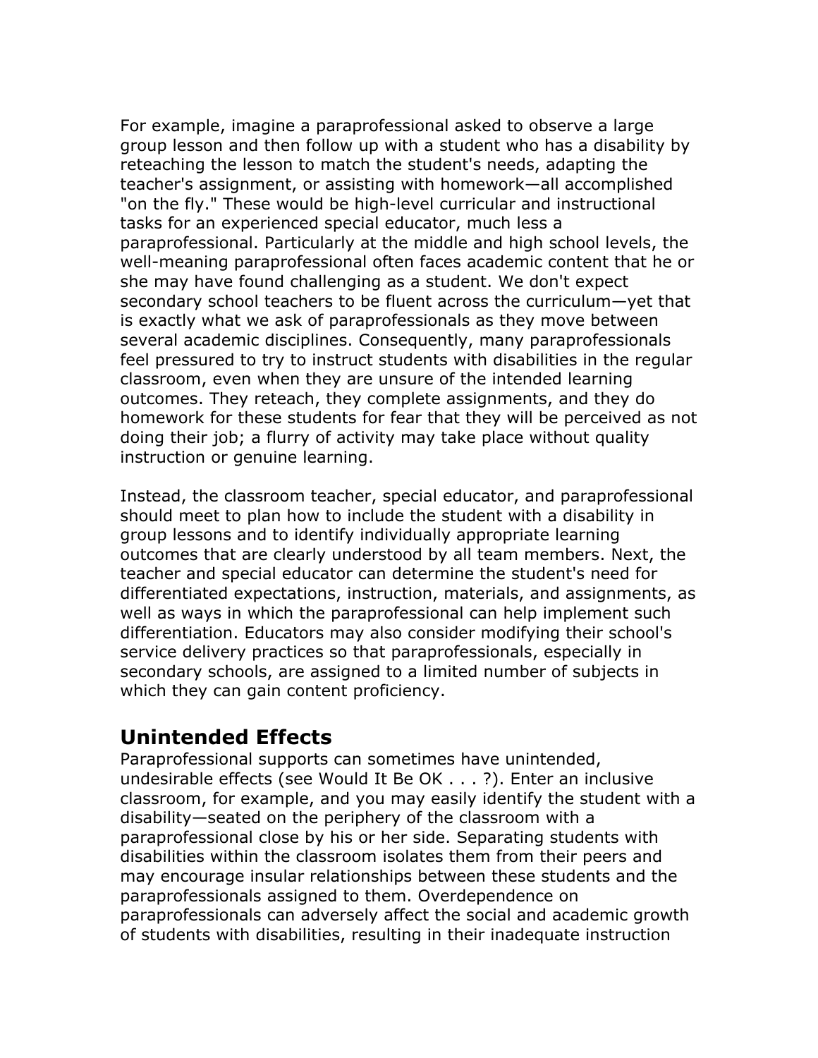For example, imagine a paraprofessional asked to observe a large group lesson and then follow up with a student who has a disability by reteaching the lesson to match the student's needs, adapting the teacher's assignment, or assisting with homework—all accomplished "on the fly." These would be high-level curricular and instructional tasks for an experienced special educator, much less a paraprofessional. Particularly at the middle and high school levels, the well-meaning paraprofessional often faces academic content that he or she may have found challenging as a student. We don't expect secondary school teachers to be fluent across the curriculum—yet that is exactly what we ask of paraprofessionals as they move between several academic disciplines. Consequently, many paraprofessionals feel pressured to try to instruct students with disabilities in the regular classroom, even when they are unsure of the intended learning outcomes. They reteach, they complete assignments, and they do homework for these students for fear that they will be perceived as not doing their job; a flurry of activity may take place without quality instruction or genuine learning.

Instead, the classroom teacher, special educator, and paraprofessional should meet to plan how to include the student with a disability in group lessons and to identify individually appropriate learning outcomes that are clearly understood by all team members. Next, the teacher and special educator can determine the student's need for differentiated expectations, instruction, materials, and assignments, as well as ways in which the paraprofessional can help implement such differentiation. Educators may also consider modifying their school's service delivery practices so that paraprofessionals, especially in secondary schools, are assigned to a limited number of subjects in which they can gain content proficiency.

## Unintended Effects

Paraprofessional supports can sometimes have unintended, undesirable effects (see Would It Be OK . . . ?). Enter an inclusive classroom, for example, and you may easily identify the student with a disability—seated on the periphery of the classroom with a paraprofessional close by his or her side. Separating students with disabilities within the classroom isolates them from their peers and may encourage insular relationships between these students and the paraprofessionals assigned to them. Overdependence on paraprofessionals can adversely affect the social and academic growth of students with disabilities, resulting in their inadequate instruction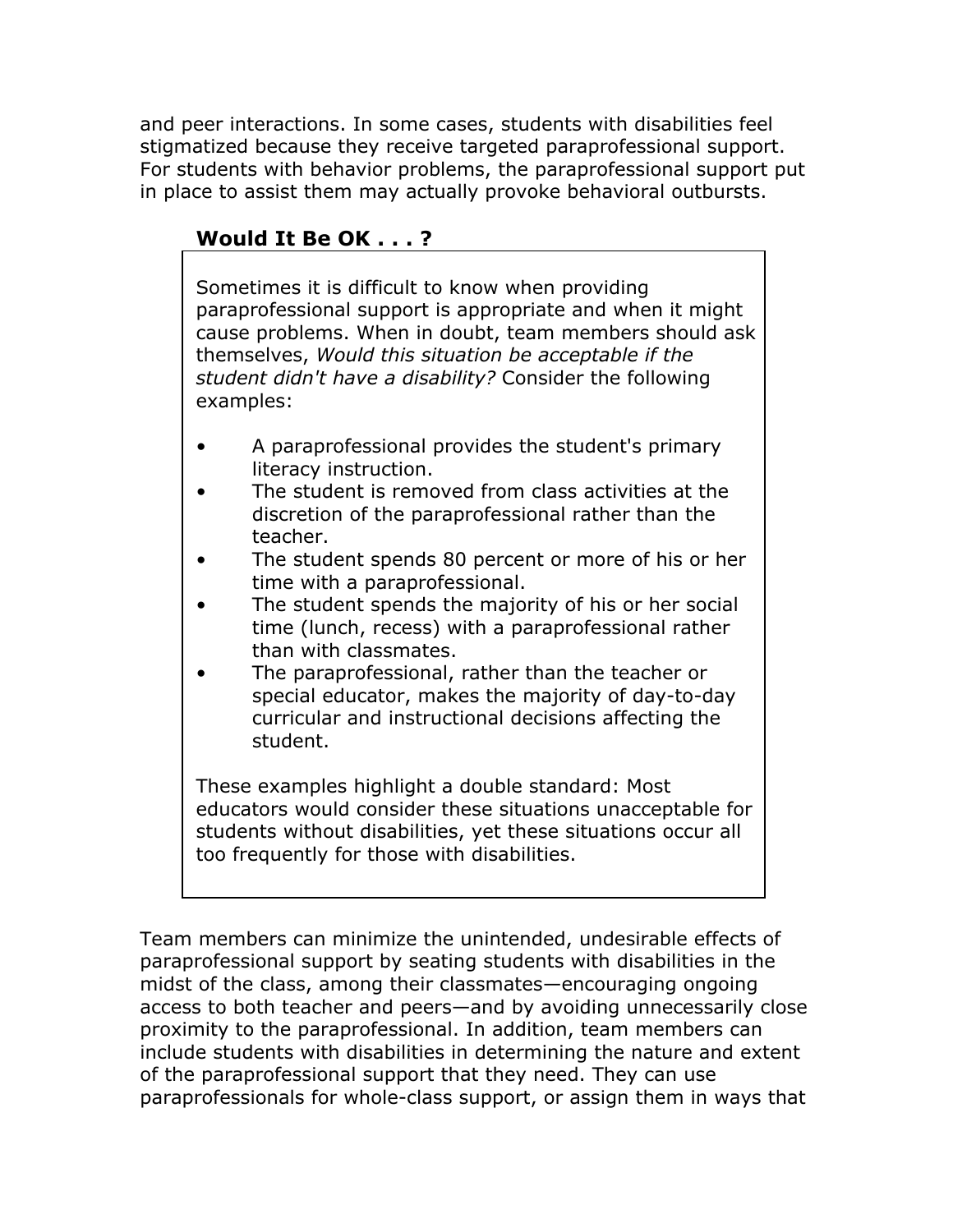and peer interactions. In some cases, students with disabilities feel stigmatized because they receive targeted paraprofessional support. For students with behavior problems, the paraprofessional support put in place to assist them may actually provoke behavioral outbursts.

### Would It Be OK . . . ?

Sometimes it is difficult to know when providing paraprofessional support is appropriate and when it might cause problems. When in doubt, team members should ask themselves, *Would this situation be acceptable if the student didn't have a disability?* Consider the following examples:

- A paraprofessional provides the student's primary literacy instruction.
- The student is removed from class activities at the discretion of the paraprofessional rather than the teacher.
- The student spends 80 percent or more of his or her time with a paraprofessional.
- The student spends the majority of his or her social time (lunch, recess) with a paraprofessional rather than with classmates.
- The paraprofessional, rather than the teacher or special educator, makes the majority of day-to-day curricular and instructional decisions affecting the student.

These examples highlight a double standard: Most educators would consider these situations unacceptable for students without disabilities, yet these situations occur all too frequently for those with disabilities.

Team members can minimize the unintended, undesirable effects of paraprofessional support by seating students with disabilities in the midst of the class, among their classmates—encouraging ongoing access to both teacher and peers—and by avoiding unnecessarily close proximity to the paraprofessional. In addition, team members can include students with disabilities in determining the nature and extent of the paraprofessional support that they need. They can use paraprofessionals for whole-class support, or assign them in ways that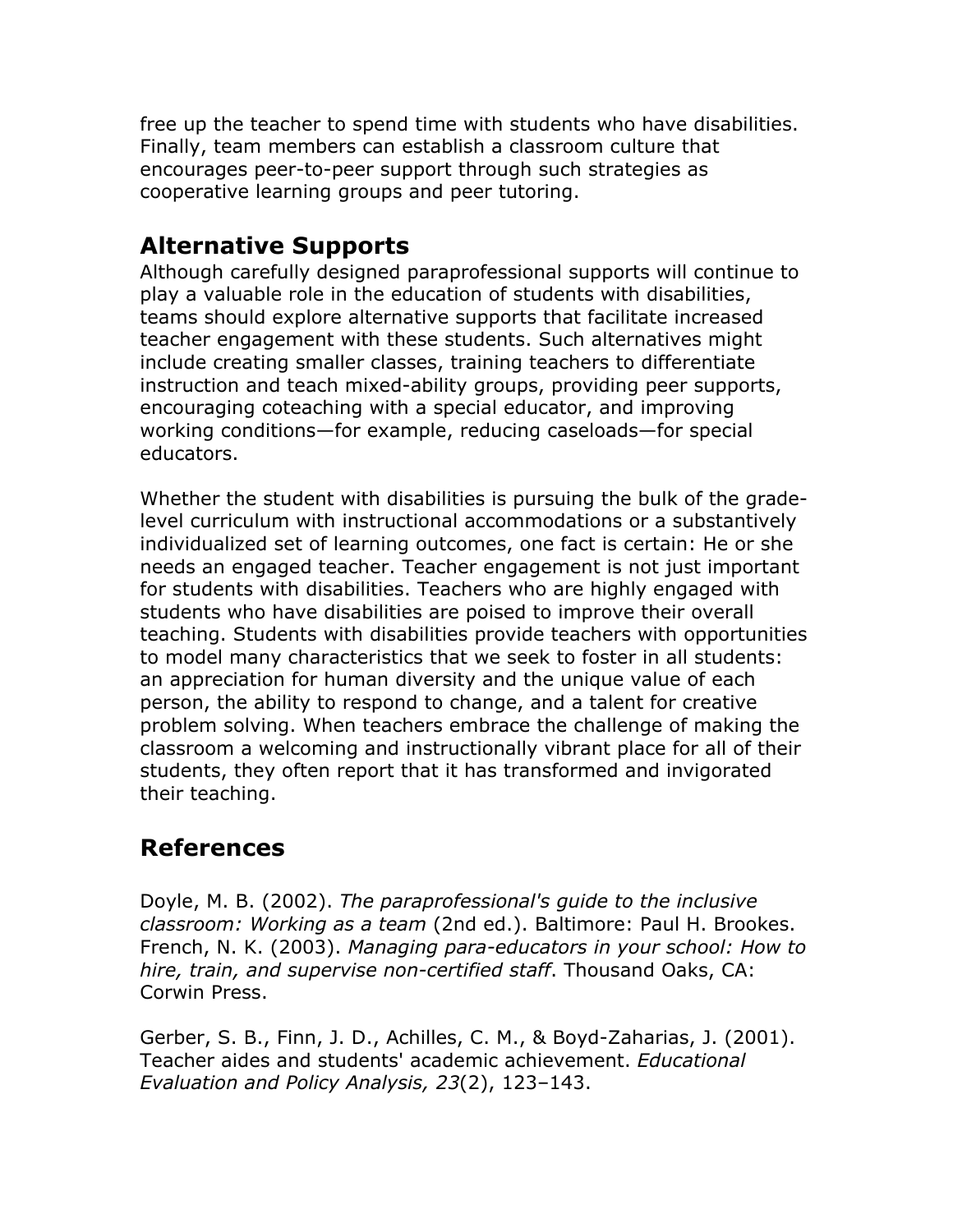free up the teacher to spend time with students who have disabilities. Finally, team members can establish a classroom culture that encourages peer-to-peer support through such strategies as cooperative learning groups and peer tutoring.

## Alternative Supports

Although carefully designed paraprofessional supports will continue to play a valuable role in the education of students with disabilities, teams should explore alternative supports that facilitate increased teacher engagement with these students. Such alternatives might include creating smaller classes, training teachers to differentiate instruction and teach mixed-ability groups, providing peer supports, encouraging coteaching with a special educator, and improving working conditions—for example, reducing caseloads—for special educators.

Whether the student with disabilities is pursuing the bulk of the grade-level curriculum with instructional accommodations or a substantively individualized set of learning outcomes, one fact is certain: He or she needs an engaged teacher. Teacher engagement is not just important for students with disabilities. Teachers who are highly engaged with students who have disabilities are poised to improve their overall teaching. Students with disabilities provide teachers with opportunities to model many characteristics that we seek to foster in all students: an appreciation for human diversity and the unique value of each person, the ability to respond to change, and a talent for creative problem solving. When teachers embrace the challenge of making the classroom a welcoming and instructionally vibrant place for all of their students, they often report that it has transformed and invigorated their teaching.

## References

Doyle, M. B. (2002). *The paraprofessional's guide to the inclusive classroom: Working as a team* (2nd ed.). Baltimore: Paul H. Brookes. French, N. K. (2003). *Managing para-educators in your school: How to hire, train, and supervise non-certified staff*. Thousand Oaks, CA: Corwin Press.

Gerber, S. B., Finn, J. D., Achilles, C. M., & Boyd-Zaharias, J. (2001). Teacher aides and students' academic achievement. *Educational Evaluation and Policy Analysis, 23*(2), 123–143.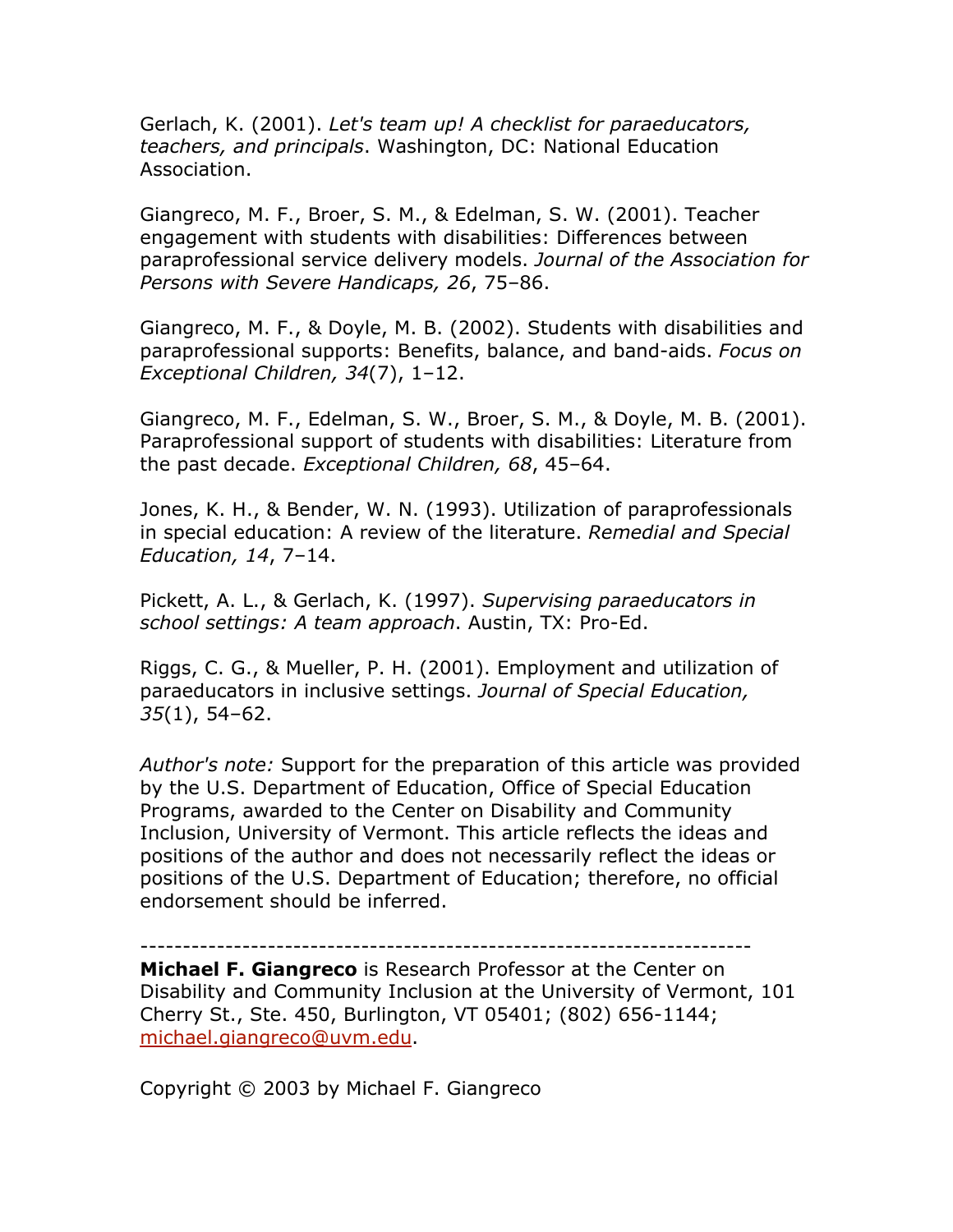Gerlach, K. (2001). *Let's team up! A checklist for paraeducators, teachers, and principals*. Washington, DC: National Education Association.

Giangreco, M. F., Broer, S. M., & Edelman, S. W. (2001). Teacher engagement with students with disabilities: Differences between paraprofessional service delivery models. *Journal of the Association for Persons with Severe Handicaps, 26*, 75–86.

Giangreco, M. F., & Doyle, M. B. (2002). Students with disabilities and paraprofessional supports: Benefits, balance, and band-aids. *Focus on Exceptional Children, 34*(7), 1–12.

Giangreco, M. F., Edelman, S. W., Broer, S. M., & Doyle, M. B. (2001). Paraprofessional support of students with disabilities: Literature from the past decade. *Exceptional Children, 68*, 45–64.

Jones, K. H., & Bender, W. N. (1993). Utilization of paraprofessionals in special education: A review of the literature. *Remedial and Special Education, 14*, 7–14.

Pickett, A. L., & Gerlach, K. (1997). *Supervising paraeducators in school settings: A team approach*. Austin, TX: Pro-Ed.

Riggs, C. G., & Mueller, P. H. (2001). Employment and utilization of paraeducators in inclusive settings. *Journal of Special Education, 35*(1), 54–62.

*Author's note:* Support for the preparation of this article was provided by the U.S. Department of Education, Office of Special Education Programs, awarded to the Center on Disability and Community Inclusion, University of Vermont. This article reflects the ideas and positions of the author and does not necessarily reflect the ideas or positions of the U.S. Department of Education; therefore, no official endorsement should be inferred.

---

**Michael F. Giangreco** is Research Professor at the Center on Disability and Community Inclusion at the University of Vermont, 101 Cherry St., Ste. 450, Burlington, VT 05401; (802) 656-1144; michael.giangreco@uvm.edu.

Copyright © 2003 by Michael F. Giangreco